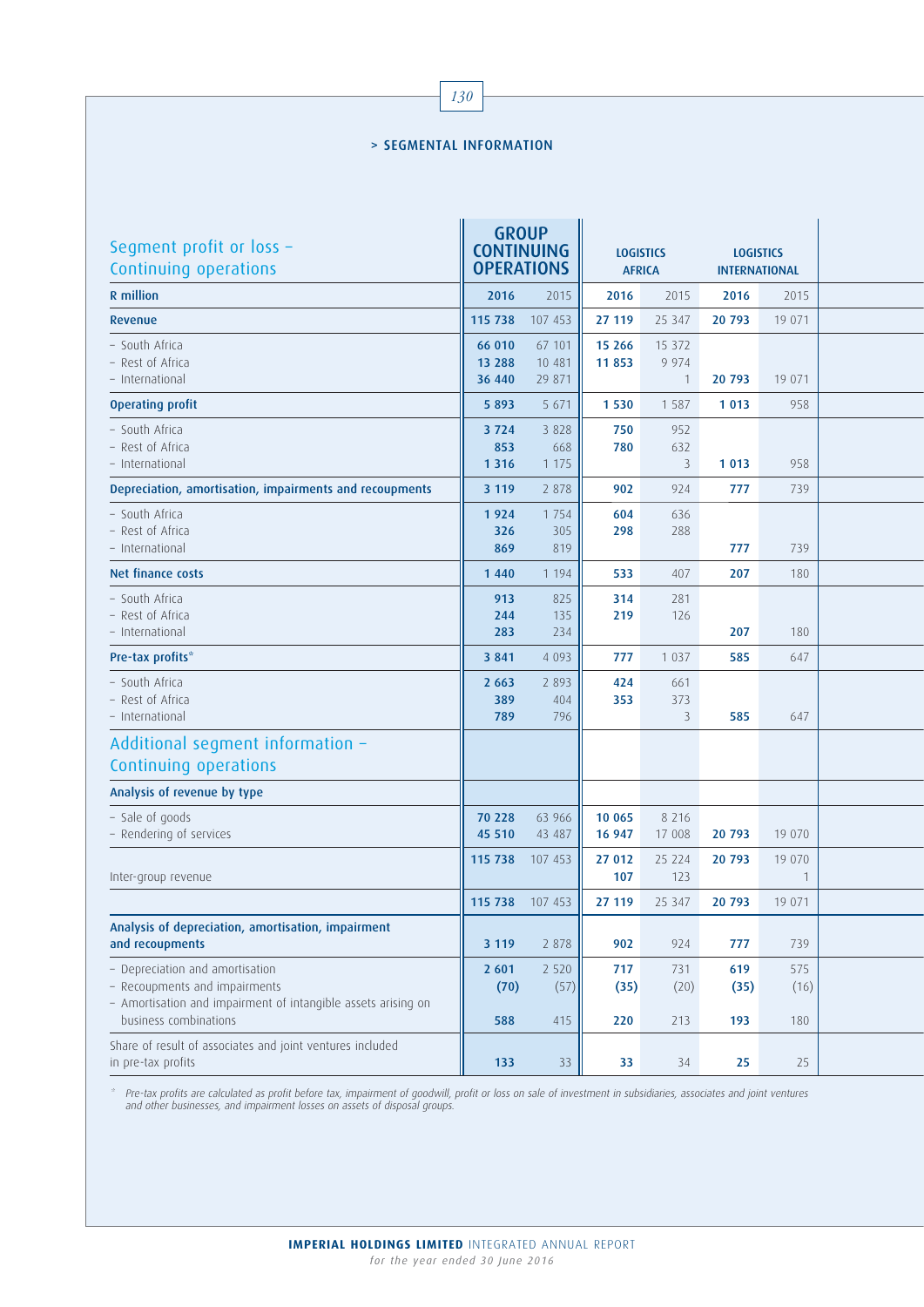## > SEGMENTAL INFORMATION

| Segment profit or loss – Continuing operations | GROUP CONTINUING OPERATIONS | | LOGISTICS AFRICA | | LOGISTICS INTERNATIONAL | |
|---|---|---|---|---|---|---|
| **R million** | **2016** | 2015 | **2016** | 2015 | **2016** | 2015 |
| **Revenue** | **115 738** | 107 453 | **27 119** | 25 347 | **20 793** | 19 071 |
| – South Africa | **66 010** | 67 101 | **15 266** | 15 372 | | |
| – Rest of Africa | **13 288** | 10 481 | **11 853** | 9 974 | | |
| – International | **36 440** | 29 871 | | 1 | **20 793** | 19 071 |
| **Operating profit** | **5 893** | 5 671 | **1 530** | 1 587 | **1 013** | 958 |
| – South Africa | **3 724** | 3 828 | **750** | 952 | | |
| – Rest of Africa | **853** | 668 | **780** | 632 | | |
| – International | **1 316** | 1 175 | | 3 | **1 013** | 958 |
| **Depreciation, amortisation, impairments and recoupments** | **3 119** | 2 878 | **902** | 924 | **777** | 739 |
| – South Africa | **1 924** | 1 754 | **604** | 636 | | |
| – Rest of Africa | **326** | 305 | **298** | 288 | | |
| – International | **869** | 819 | | | **777** | 739 |
| **Net finance costs** | **1 440** | 1 194 | **533** | 407 | **207** | 180 |
| – South Africa | **913** | 825 | **314** | 281 | | |
| – Rest of Africa | **244** | 135 | **219** | 126 | | |
| – International | **283** | 234 | | | **207** | 180 |
| **Pre-tax profits*** | **3 841** | 4 093 | **777** | 1 037 | **585** | 647 |
| – South Africa | **2 663** | 2 893 | **424** | 661 | | |
| – Rest of Africa | **389** | 404 | **353** | 373 | | |
| – International | **789** | 796 | | 3 | **585** | 647 |
| **Additional segment information – Continuing operations** | | | | | | |
| **Analysis of revenue by type** | | | | | | |
| – Sale of goods | **70 228** | 63 966 | **10 065** | 8 216 | | |
| – Rendering of services | **45 510** | 43 487 | **16 947** | 17 008 | **20 793** | 19 070 |
| | **115 738** | 107 453 | **27 012** | 25 224 | **20 793** | 19 070 |
| Inter-group revenue | | | **107** | 123 | | 1 |
| | **115 738** | 107 453 | **27 119** | 25 347 | **20 793** | 19 071 |
| **Analysis of depreciation, amortisation, impairment and recoupments** | **3 119** | 2 878 | **902** | 924 | **777** | 739 |
| – Depreciation and amortisation | **2 601** | 2 520 | **717** | 731 | **619** | 575 |
| – Recoupments and impairments | **(70)** | (57) | **(35)** | (20) | **(35)** | (16) |
| – Amortisation and impairment of intangible assets arising on business combinations | **588** | 415 | **220** | 213 | **193** | 180 |
| Share of result of associates and joint ventures included in pre-tax profits | **133** | 33 | **33** | 34 | **25** | 25 |

* *Pre-tax profits are calculated as profit before tax, impairment of goodwill, profit or loss on sale of investment in subsidiaries, associates and joint ventures and other businesses, and impairment losses on assets of disposal groups.*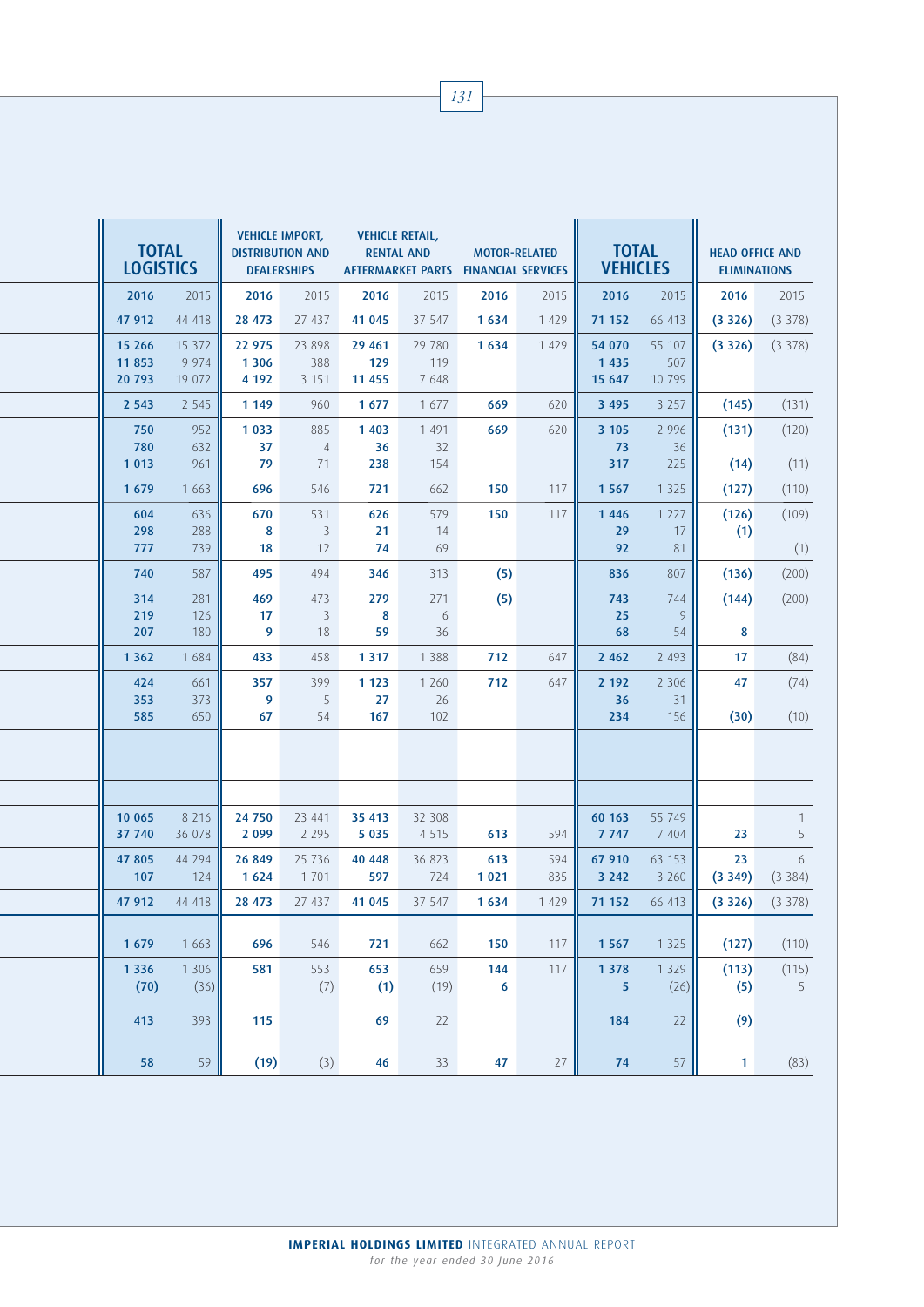| TOTAL LOGISTICS | | VEHICLE IMPORT, DISTRIBUTION AND DEALERSHIPS | | VEHICLE RETAIL, RENTAL AND AFTERMARKET PARTS | | MOTOR-RELATED FINANCIAL SERVICES | | TOTAL VEHICLES | | HEAD OFFICE AND ELIMINATIONS | |
|---|---|---|---|---|---|---|---|---|---|---|---|
| **2016** | 2015 | **2016** | 2015 | **2016** | 2015 | **2016** | 2015 | **2016** | 2015 | **2016** | 2015 |
| **47 912** | 44 418 | **28 473** | 27 437 | **41 045** | 37 547 | **1 634** | 1 429 | **71 152** | 66 413 | **(3 326)** | (3 378) |
| **15 266** | 15 372 | **22 975** | 23 898 | **29 461** | 29 780 | **1 634** | 1 429 | **54 070** | 55 107 | **(3 326)** | (3 378) |
| **11 853** | 9 974 | **1 306** | 388 | **129** | 119 | | | **1 435** | 507 | | |
| **20 793** | 19 072 | **4 192** | 3 151 | **11 455** | 7 648 | | | **15 647** | 10 799 | | |
| **2 543** | 2 545 | **1 149** | 960 | **1 677** | 1 677 | **669** | 620 | **3 495** | 3 257 | **(145)** | (131) |
| **750** | 952 | **1 033** | 885 | **1 403** | 1 491 | **669** | 620 | **3 105** | 2 996 | **(131)** | (120) |
| **780** | 632 | **37** | 4 | **36** | 32 | | | **73** | 36 | | |
| **1 013** | 961 | **79** | 71 | **238** | 154 | | | **317** | 225 | **(14)** | (11) |
| **1 679** | 1 663 | **696** | 546 | **721** | 662 | **150** | 117 | **1 567** | 1 325 | **(127)** | (110) |
| **604** | 636 | **670** | 531 | **626** | 579 | **150** | 117 | **1 446** | 1 227 | **(126)** | (109) |
| **298** | 288 | **8** | 3 | **21** | 14 | | | **29** | 17 | **(1)** | |
| **777** | 739 | **18** | 12 | **74** | 69 | | | **92** | 81 | | (1) |
| **740** | 587 | **495** | 494 | **346** | 313 | **(5)** | | **836** | 807 | **(136)** | (200) |
| **314** | 281 | **469** | 473 | **279** | 271 | **(5)** | | **743** | 744 | **(144)** | (200) |
| **219** | 126 | **17** | 3 | **8** | 6 | | | **25** | 9 | | |
| **207** | 180 | **9** | 18 | **59** | 36 | | | **68** | 54 | **8** | |
| **1 362** | 1 684 | **433** | 458 | **1 317** | 1 388 | **712** | 647 | **2 462** | 2 493 | **17** | (84) |
| **424** | 661 | **357** | 399 | **1 123** | 1 260 | **712** | 647 | **2 192** | 2 306 | **47** | (74) |
| **353** | 373 | **9** | 5 | **27** | 26 | | | **36** | 31 | | |
| **585** | 650 | **67** | 54 | **167** | 102 | | | **234** | 156 | **(30)** | (10) |
| | | | | | | | | | | | |
| | | | | | | | | | | | |
| **10 065** | 8 216 | **24 750** | 23 441 | **35 413** | 32 308 | | | **60 163** | 55 749 | | 1 |
| **37 740** | 36 078 | **2 099** | 2 295 | **5 035** | 4 515 | **613** | 594 | **7 747** | 7 404 | **23** | 5 |
| **47 805** | 44 294 | **26 849** | 25 736 | **40 448** | 36 823 | **613** | 594 | **67 910** | 63 153 | **23** | 6 |
| **107** | 124 | **1 624** | 1 701 | **597** | 724 | **1 021** | 835 | **3 242** | 3 260 | **(3 349)** | (3 384) |
| **47 912** | 44 418 | **28 473** | 27 437 | **41 045** | 37 547 | **1 634** | 1 429 | **71 152** | 66 413 | **(3 326)** | (3 378) |
| **1 679** | 1 663 | **696** | 546 | **721** | 662 | **150** | 117 | **1 567** | 1 325 | **(127)** | (110) |
| **1 336** | 1 306 | **581** | 553 | **653** | 659 | **144** | 117 | **1 378** | 1 329 | **(113)** | (115) |
| **(70)** | (36) | | (7) | **(1)** | (19) | **6** | | **5** | (26) | **(5)** | 5 |
| **413** | 393 | **115** | | **69** | 22 | | | **184** | 22 | **(9)** | |
| **58** | 59 | **(19)** | (3) | **46** | 33 | **47** | 27 | **74** | 57 | **1** | (83) |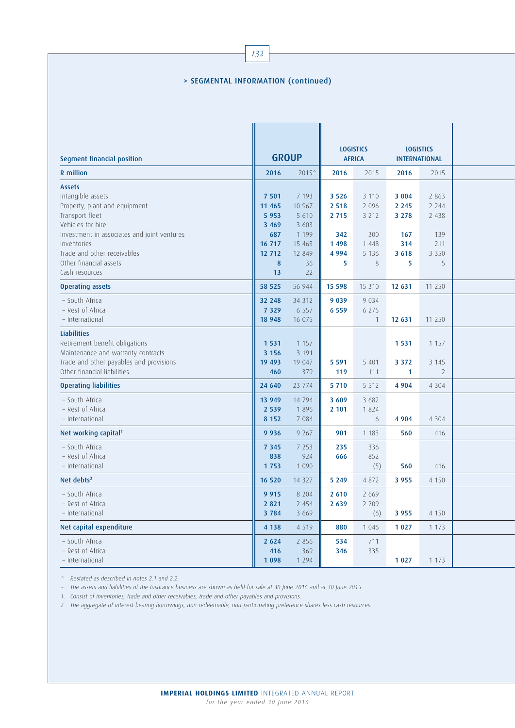> SEGMENTAL INFORMATION (continued)

| Segment financial position | GROUP | | LOGISTICS AFRICA | | LOGISTICS INTERNATIONAL | |
|---|---|---|---|---|---|---|
| **R million** | **2016** | 2015^ | **2016** | 2015 | **2016** | 2015 |
| **Assets** | | | | | | |
| Intangible assets | **7 501** | 7 193 | **3 526** | 3 110 | **3 004** | 2 863 |
| Property, plant and equipment | **11 465** | 10 967 | **2 518** | 2 096 | **2 245** | 2 244 |
| Transport fleet | **5 953** | 5 610 | **2 715** | 3 212 | **3 278** | 2 438 |
| Vehicles for hire | **3 469** | 3 603 | | | | |
| Investment in associates and joint ventures | **687** | 1 199 | **342** | 300 | **167** | 139 |
| Inventories | **16 717** | 15 465 | **1 498** | 1 448 | **314** | 211 |
| Trade and other receivables | **12 712** | 12 849 | **4 994** | 5 136 | **3 618** | 3 350 |
| Other financial assets | **8** | 36 | **5** | 8 | **5** | 5 |
| Cash resources | **13** | 22 | | | | |
| **Operating assets** | **58 525** | 56 944 | **15 598** | 15 310 | **12 631** | 11 250 |
| – South Africa | **32 248** | 34 312 | **9 039** | 9 034 | | |
| – Rest of Africa | **7 329** | 6 557 | **6 559** | 6 275 | | |
| – International | **18 948** | 16 075 | | 1 | **12 631** | 11 250 |
| **Liabilities** | | | | | | |
| Retirement benefit obligations | **1 531** | 1 157 | | | **1 531** | 1 157 |
| Maintenance and warranty contracts | **3 156** | 3 191 | | | | |
| Trade and other payables and provisions | **19 493** | 19 047 | **5 591** | 5 401 | **3 372** | 3 145 |
| Other financial liabilities | **460** | 379 | **119** | 111 | **1** | 2 |
| **Operating liabilities** | **24 640** | 23 774 | **5 710** | 5 512 | **4 904** | 4 304 |
| – South Africa | **13 949** | 14 794 | **3 609** | 3 682 | | |
| – Rest of Africa | **2 539** | 1 896 | **2 101** | 1 824 | | |
| – International | **8 152** | 7 084 | | 6 | **4 904** | 4 304 |
| **Net working capital[1]** | **9 936** | 9 267 | **901** | 1 183 | **560** | 416 |
| – South Africa | **7 345** | 7 253 | **235** | 336 | | |
| – Rest of Africa | **838** | 924 | **666** | 852 | | |
| – International | **1 753** | 1 090 | | (5) | **560** | 416 |
| **Net debts[2]** | **16 520** | 14 327 | **5 249** | 4 872 | **3 955** | 4 150 |
| – South Africa | **9 915** | 8 204 | **2 610** | 2 669 | | |
| – Rest of Africa | **2 821** | 2 454 | **2 639** | 2 209 | | |
| – International | **3 784** | 3 669 | | (6) | **3 955** | 4 150 |
| **Net capital expenditure** | **4 138** | 4 519 | **880** | 1 046 | **1 027** | 1 173 |
| – South Africa | **2 624** | 2 856 | **534** | 711 | | |
| – Rest of Africa | **416** | 369 | **346** | 335 | | |
| – International | **1 098** | 1 294 | | | **1 027** | 1 173 |

*^ Restated as described in notes 2.1 and 2.2.*

*~ The assets and liabilities of the Insurance business are shown as held-for-sale at 30 June 2016 and at 30 June 2015.*

*1. Consist of inventories, trade and other receivables, trade and other payables and provisions.*

*2. The aggregate of interest-bearing borrowings, non-redeemable, non-participating preference shares less cash resources.*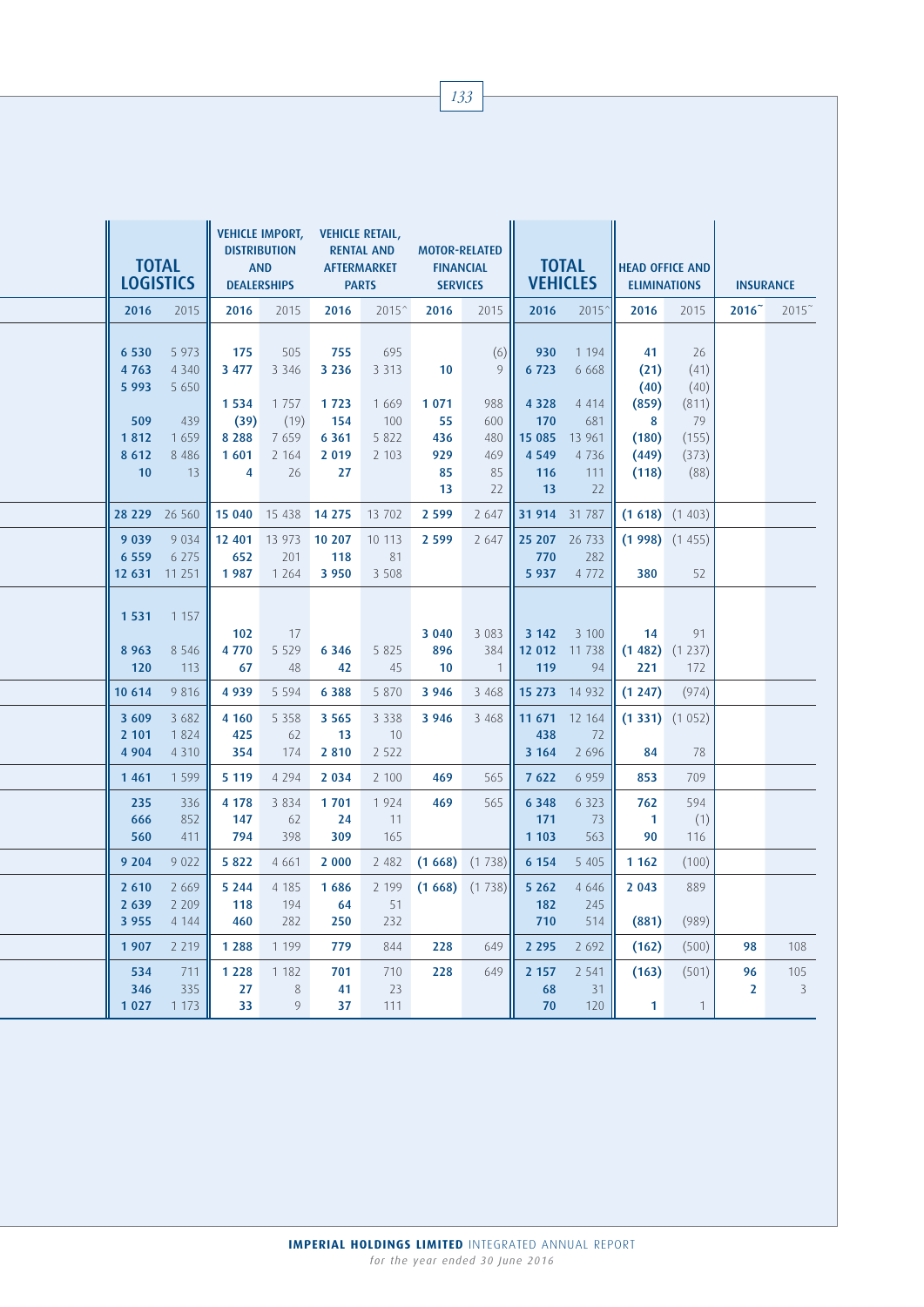| TOTAL LOGISTICS | | VEHICLE IMPORT, DISTRIBUTION AND DEALERSHIPS | | VEHICLE RETAIL, RENTAL AND AFTERMARKET PARTS | | MOTOR-RELATED FINANCIAL SERVICES | | TOTAL VEHICLES | | HEAD OFFICE AND ELIMINATIONS | | INSURANCE | |
|---|---|---|---|---|---|---|---|---|---|---|---|---|---|
| 2016 | 2015 | 2016 | 2015 | 2016 | 2015^ | 2016 | 2015 | 2016 | 2015^ | 2016 | 2015 | 2016~ | 2015~ |
| 6 530 | 5 973 | 175 | 505 | 755 | 695 | | (6) | 930 | 1 194 | 41 | 26 | | |
| 4 763 | 4 340 | 3 477 | 3 346 | 3 236 | 3 313 | 10 | 9 | 6 723 | 6 668 | (21) | (41) | | |
| 5 993 | 5 650 | | | | | | | | | (40) | (40) | | |
| | | 1 534 | 1 757 | 1 723 | 1 669 | 1 071 | 988 | 4 328 | 4 414 | (859) | (811) | | |
| 509 | 439 | (39) | (19) | 154 | 100 | 55 | 600 | 170 | 681 | 8 | 79 | | |
| 1 812 | 1 659 | 8 288 | 7 659 | 6 361 | 5 822 | 436 | 480 | 15 085 | 13 961 | (180) | (155) | | |
| 8 612 | 8 486 | 1 601 | 2 164 | 2 019 | 2 103 | 929 | 469 | 4 549 | 4 736 | (449) | (373) | | |
| 10 | 13 | 4 | 26 | 27 | | 85 | 85 | 116 | 111 | (118) | (88) | | |
| | | | | | | 13 | 22 | 13 | 22 | | | | |
| 28 229 | 26 560 | 15 040 | 15 438 | 14 275 | 13 702 | 2 599 | 2 647 | 31 914 | 31 787 | (1 618) | (1 403) | | |
| 9 039 | 9 034 | 12 401 | 13 973 | 10 207 | 10 113 | 2 599 | 2 647 | 25 207 | 26 733 | (1 998) | (1 455) | | |
| 6 559 | 6 275 | 652 | 201 | 118 | 81 | | | 770 | 282 | | | | |
| 12 631 | 11 251 | 1 987 | 1 264 | 3 950 | 3 508 | | | 5 937 | 4 772 | 380 | 52 | | |
| 1 531 | 1 157 | | | | | | | | | | | | |
| | | 102 | 17 | | | 3 040 | 3 083 | 3 142 | 3 100 | 14 | 91 | | |
| 8 963 | 8 546 | 4 770 | 5 529 | 6 346 | 5 825 | 896 | 384 | 12 012 | 11 738 | (1 482) | (1 237) | | |
| 120 | 113 | 67 | 48 | 42 | 45 | 10 | 1 | 119 | 94 | 221 | 172 | | |
| 10 614 | 9 816 | 4 939 | 5 594 | 6 388 | 5 870 | 3 946 | 3 468 | 15 273 | 14 932 | (1 247) | (974) | | |
| 3 609 | 3 682 | 4 160 | 5 358 | 3 565 | 3 338 | 3 946 | 3 468 | 11 671 | 12 164 | (1 331) | (1 052) | | |
| 2 101 | 1 824 | 425 | 62 | 13 | 10 | | | 438 | 72 | | | | |
| 4 904 | 4 310 | 354 | 174 | 2 810 | 2 522 | | | 3 164 | 2 696 | 84 | 78 | | |
| 1 461 | 1 599 | 5 119 | 4 294 | 2 034 | 2 100 | 469 | 565 | 7 622 | 6 959 | 853 | 709 | | |
| 235 | 336 | 4 178 | 3 834 | 1 701 | 1 924 | 469 | 565 | 6 348 | 6 323 | 762 | 594 | | |
| 666 | 852 | 147 | 62 | 24 | 11 | | | 171 | 73 | 1 | (1) | | |
| 560 | 411 | 794 | 398 | 309 | 165 | | | 1 103 | 563 | 90 | 116 | | |
| 9 204 | 9 022 | 5 822 | 4 661 | 2 000 | 2 482 | (1 668) | (1 738) | 6 154 | 5 405 | 1 162 | (100) | | |
| 2 610 | 2 669 | 5 244 | 4 185 | 1 686 | 2 199 | (1 668) | (1 738) | 5 262 | 4 646 | 2 043 | 889 | | |
| 2 639 | 2 209 | 118 | 194 | 64 | 51 | | | 182 | 245 | | | | |
| 3 955 | 4 144 | 460 | 282 | 250 | 232 | | | 710 | 514 | (881) | (989) | | |
| 1 907 | 2 219 | 1 288 | 1 199 | 779 | 844 | 228 | 649 | 2 295 | 2 692 | (162) | (500) | 98 | 108 |
| 534 | 711 | 1 228 | 1 182 | 701 | 710 | 228 | 649 | 2 157 | 2 541 | (163) | (501) | 96 | 105 |
| 346 | 335 | 27 | 8 | 41 | 23 | | | 68 | 31 | | | 2 | 3 |
| 1 027 | 1 173 | 33 | 9 | 37 | 111 | | | 70 | 120 | 1 | 1 | | |